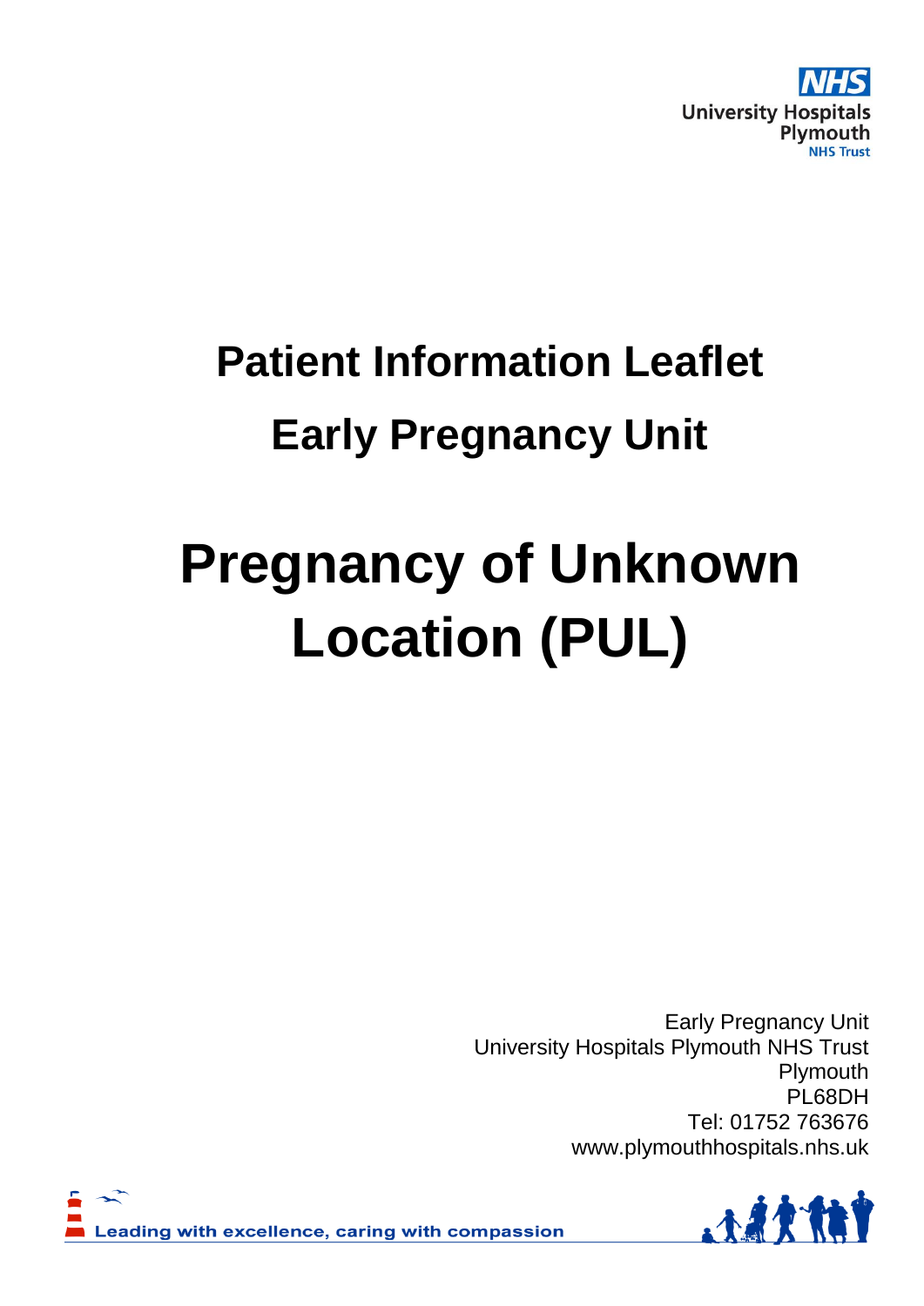University Hospitals Plymouth NHS Trust

# Patient Information Leaflet

# Early Pregnancy Unit

# Pregnancy of Unknown Location (PUL)

Early Pregnancy Unit
University Hospitals Plymouth NHS Trust
Plymouth
PL68DH
Tel: 01752 763676
www.plymouthhospitals.nhs.uk

Leading with excellence, caring with compassion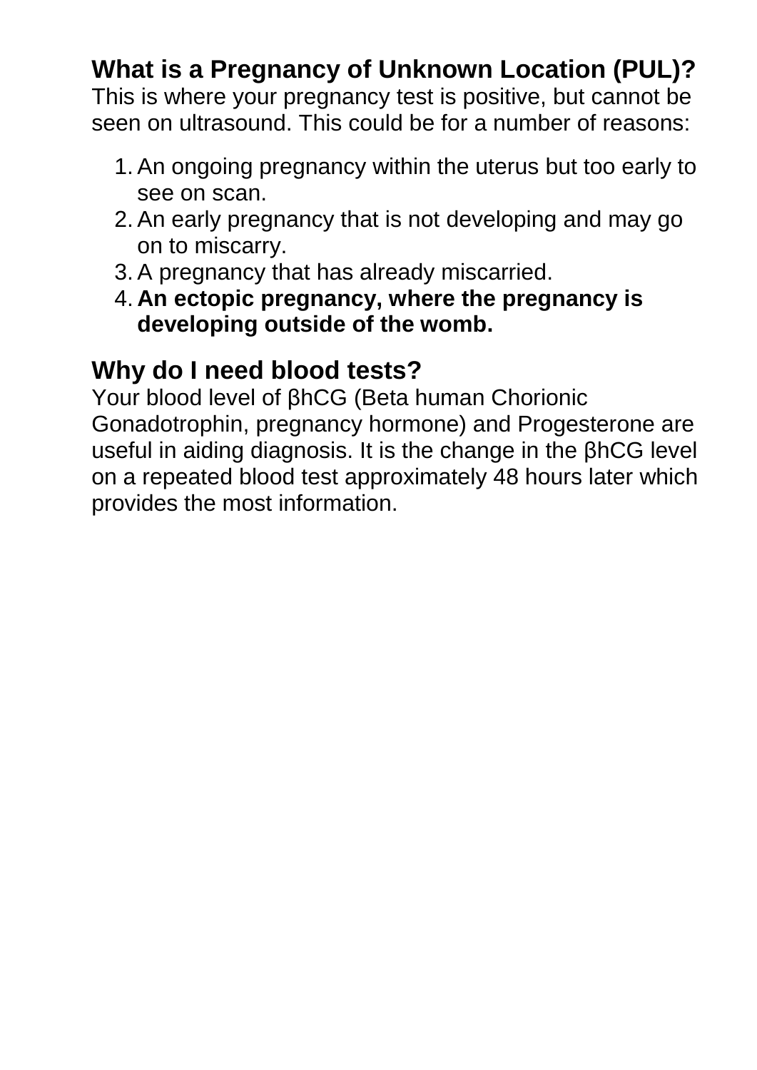## What is a Pregnancy of Unknown Location (PUL)?

This is where your pregnancy test is positive, but cannot be seen on ultrasound. This could be for a number of reasons:

1. An ongoing pregnancy within the uterus but too early to see on scan.
2. An early pregnancy that is not developing and may go on to miscarry.
3. A pregnancy that has already miscarried.
4. **An ectopic pregnancy, where the pregnancy is developing outside of the womb.**

## Why do I need blood tests?

Your blood level of βhCG (Beta human Chorionic Gonadotrophin, pregnancy hormone) and Progesterone are useful in aiding diagnosis. It is the change in the βhCG level on a repeated blood test approximately 48 hours later which provides the most information.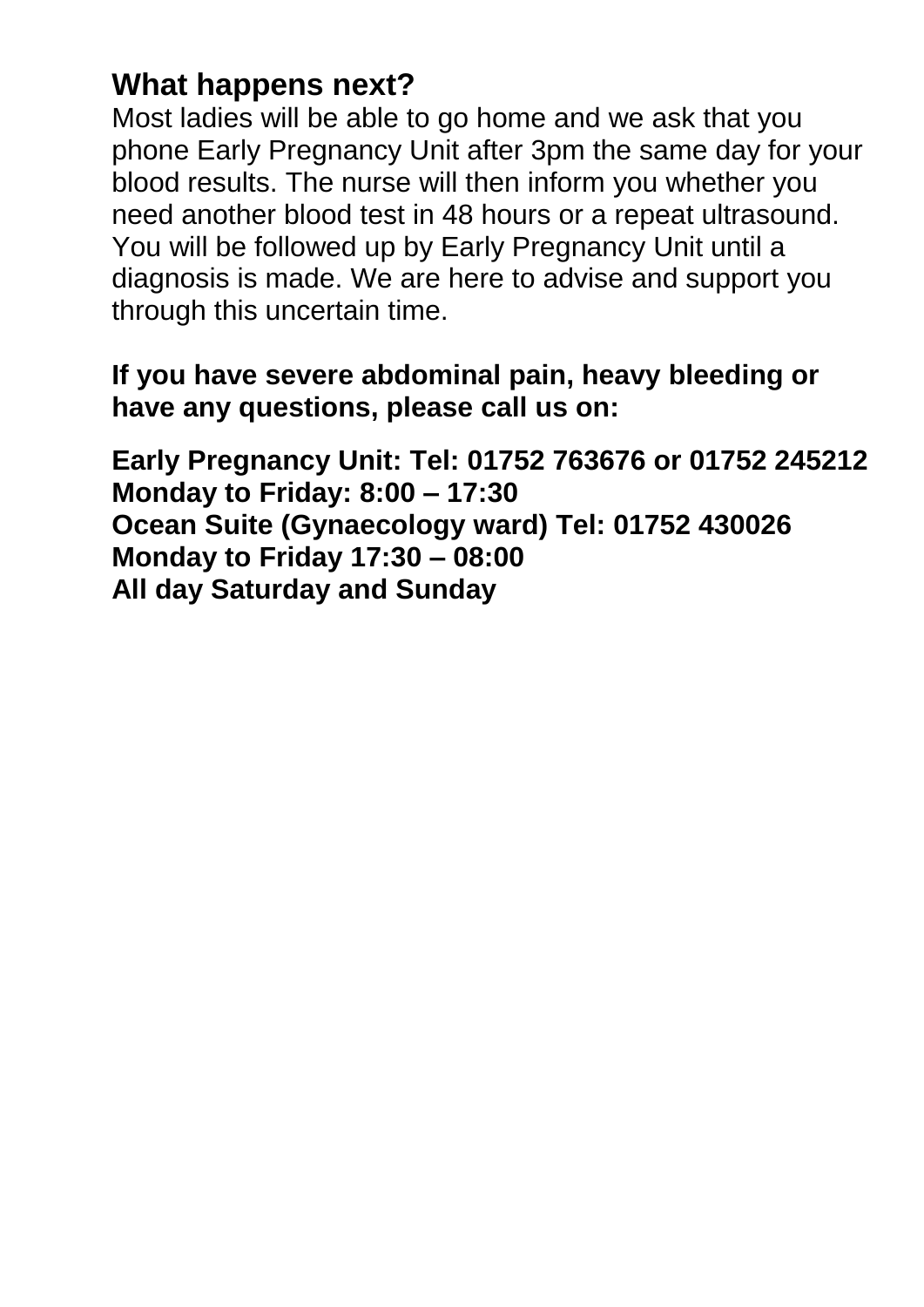## What happens next?

Most ladies will be able to go home and we ask that you phone Early Pregnancy Unit after 3pm the same day for your blood results. The nurse will then inform you whether you need another blood test in 48 hours or a repeat ultrasound. You will be followed up by Early Pregnancy Unit until a diagnosis is made. We are here to advise and support you through this uncertain time.

**If you have severe abdominal pain, heavy bleeding or have any questions, please call us on:**

**Early Pregnancy Unit: Tel: 01752 763676 or 01752 245212**
**Monday to Friday: 8:00 – 17:30**
**Ocean Suite (Gynaecology ward) Tel: 01752 430026**
**Monday to Friday 17:30 – 08:00**
**All day Saturday and Sunday**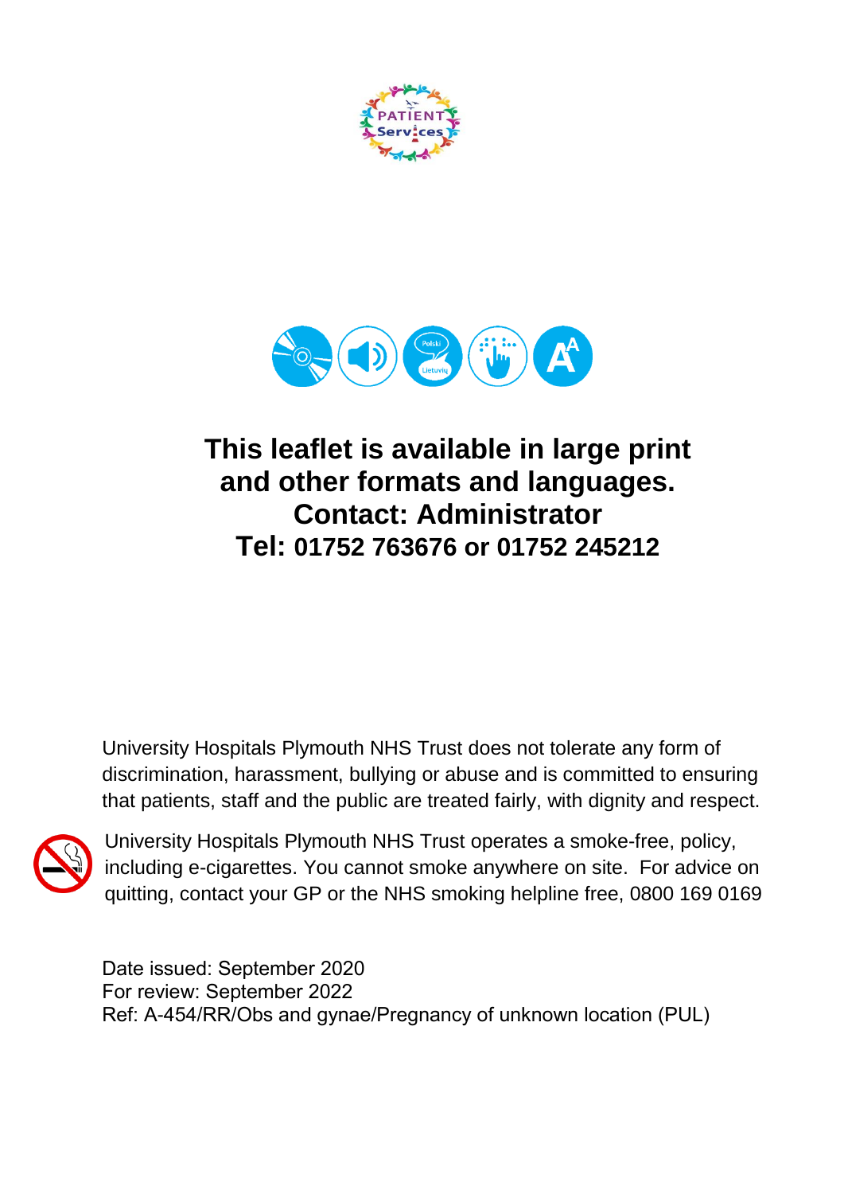**This leaflet is available in large print and other formats and languages.**
**Contact: Administrator**
**Tel: 01752 763676 or 01752 245212**

University Hospitals Plymouth NHS Trust does not tolerate any form of discrimination, harassment, bullying or abuse and is committed to ensuring that patients, staff and the public are treated fairly, with dignity and respect.

University Hospitals Plymouth NHS Trust operates a smoke-free, policy, including e-cigarettes. You cannot smoke anywhere on site. For advice on quitting, contact your GP or the NHS smoking helpline free, 0800 169 0169

Date issued: September 2020
For review: September 2022
Ref: A-454/RR/Obs and gynae/Pregnancy of unknown location (PUL)